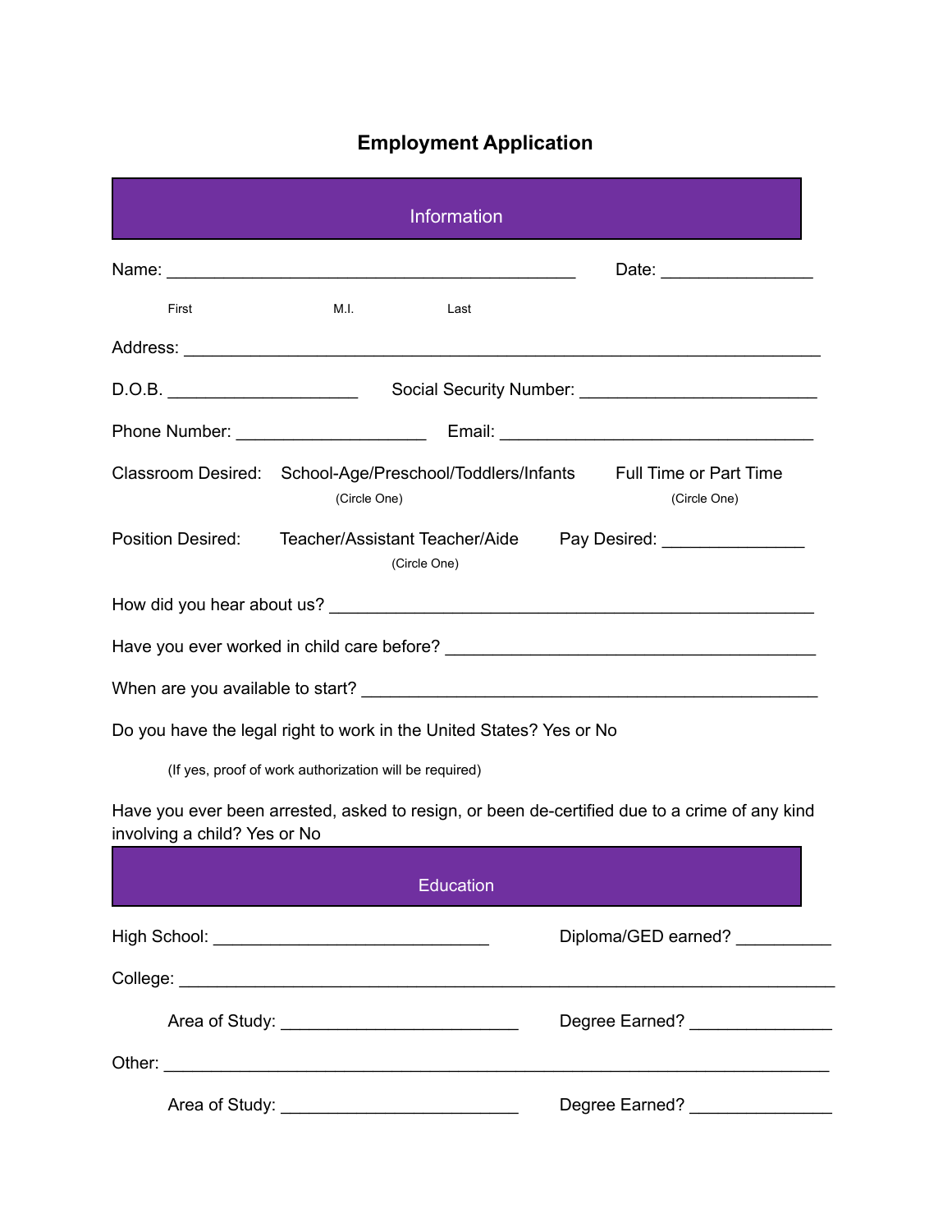# Employment Application

## Information

Name: ____________________________________________ Date: ________________

First M.I. Last

Address: ____________________________________________________________________

D.O.B. ____________________ Social Security Number: _________________________

Phone Number: ____________________ Email: _________________________________

Classroom Desired: School-Age/Preschool/Toddlers/Infants (Circle One) Full Time or Part Time (Circle One)

Position Desired: Teacher/Assistant Teacher/Aide (Circle One) Pay Desired: _______________

How did you hear about us? ____________________________________________________

Have you ever worked in child care before? _______________________________________

When are you available to start? _______________________________________________

Do you have the legal right to work in the United States? Yes or No

(If yes, proof of work authorization will be required)

Have you ever been arrested, asked to resign, or been de-certified due to a crime of any kind involving a child? Yes or No

## Education

High School: ______________________________ Diploma/GED earned? __________

College: _______________________________________________________________________

Area of Study: _________________________ Degree Earned? _______________

Other: _________________________________________________________________________

Area of Study: _________________________ Degree Earned? _______________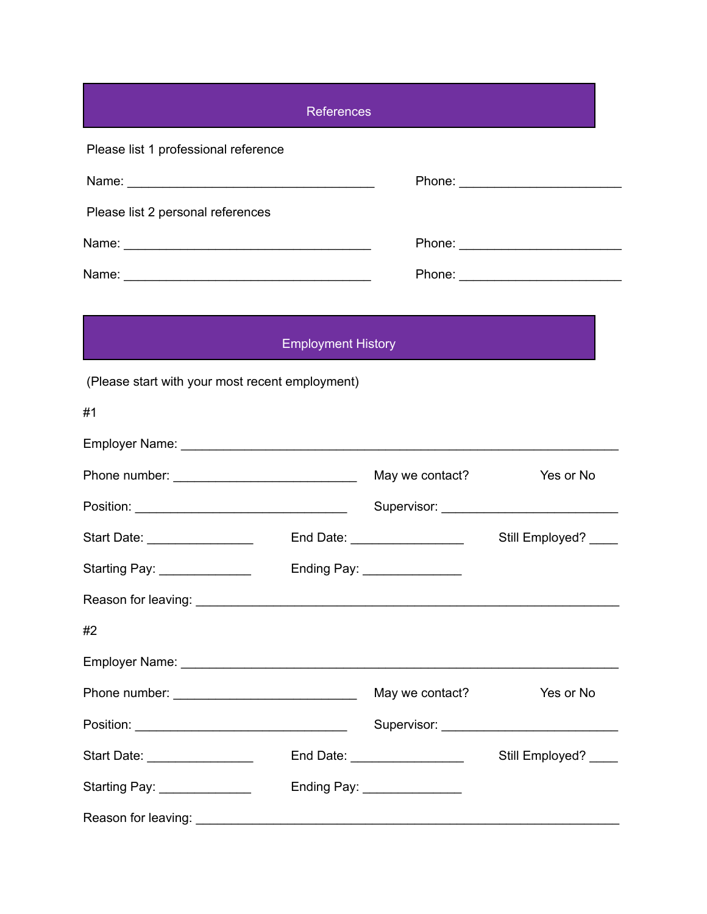## References

Please list 1 professional reference

Name: ____________________________________ Phone: _______________________

Please list 2 personal references

Name: ____________________________________ Phone: _______________________

Name: ____________________________________ Phone: _______________________

## Employment History

(Please start with your most recent employment)

#1

Employer Name: _______________________________________________________________

Phone number: ___________________________ May we contact? Yes or No

Position: _______________________________ Supervisor: __________________________

Start Date: _______________ End Date: ________________ Still Employed? ____

Starting Pay: _____________ Ending Pay: ______________

Reason for leaving: ______________________________________________________________

#2

Employer Name: _______________________________________________________________

Phone number: ___________________________ May we contact? Yes or No

Position: _______________________________ Supervisor: __________________________

Start Date: _______________ End Date: ________________ Still Employed? ____

Starting Pay: _____________ Ending Pay: ______________

Reason for leaving: ______________________________________________________________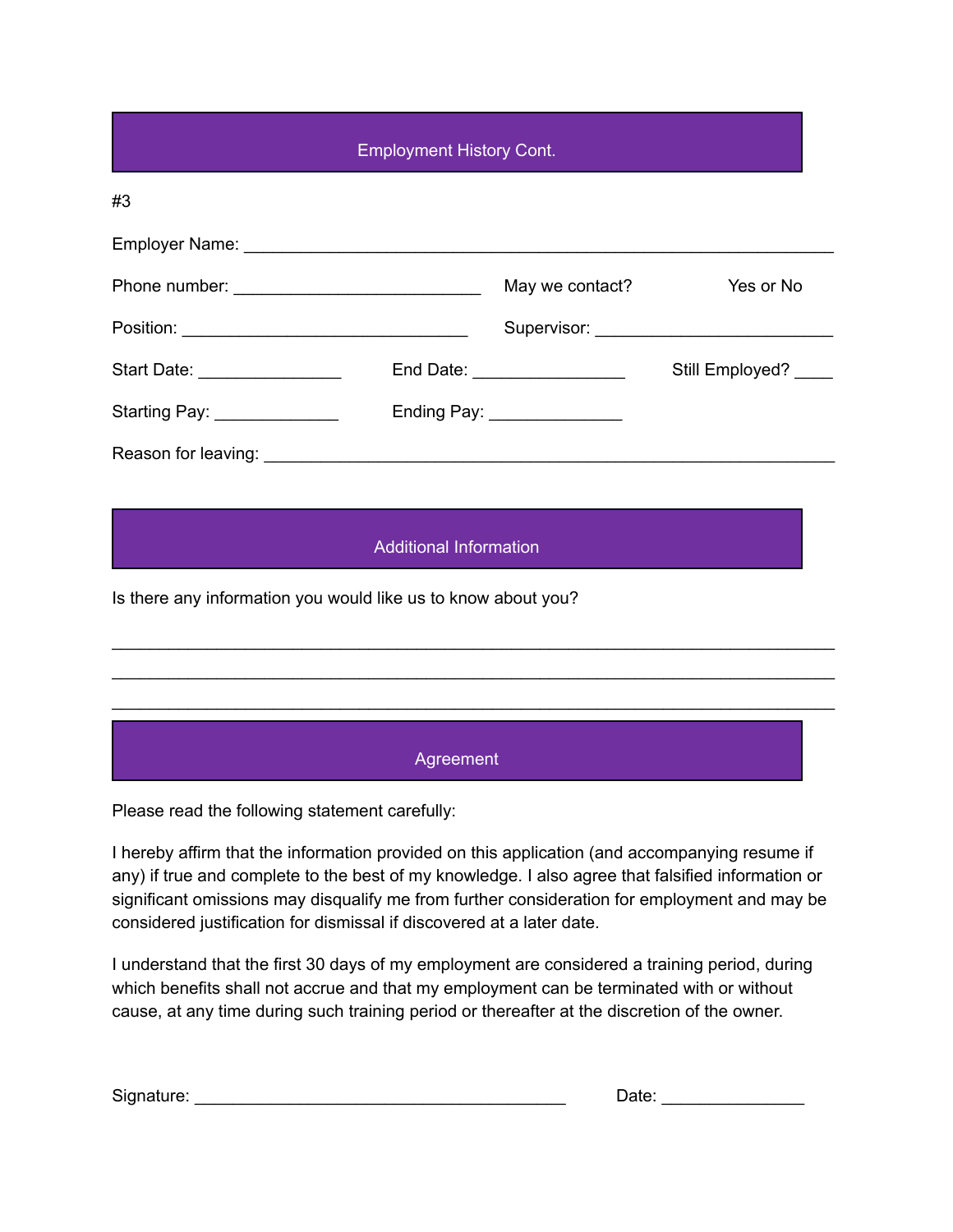## Employment History Cont.

#3

Employer Name: ___________________________________________________________

Phone number: __________________________ May we contact? Yes or No

Position: ______________________________ Supervisor: _________________________

Start Date: _______________ End Date: ________________ Still Employed? ____

Starting Pay: _____________ Ending Pay: ______________

Reason for leaving: ____________________________________________________________

## Additional Information

Is there any information you would like us to know about you?

_____________________________________________________________________________

_____________________________________________________________________________

_____________________________________________________________________________

## Agreement

Please read the following statement carefully:

I hereby affirm that the information provided on this application (and accompanying resume if any) if true and complete to the best of my knowledge. I also agree that falsified information or significant omissions may disqualify me from further consideration for employment and may be considered justification for dismissal if discovered at a later date.

I understand that the first 30 days of my employment are considered a training period, during which benefits shall not accrue and that my employment can be terminated with or without cause, at any time during such training period or thereafter at the discretion of the owner.

Signature: _______________________________________ Date: _______________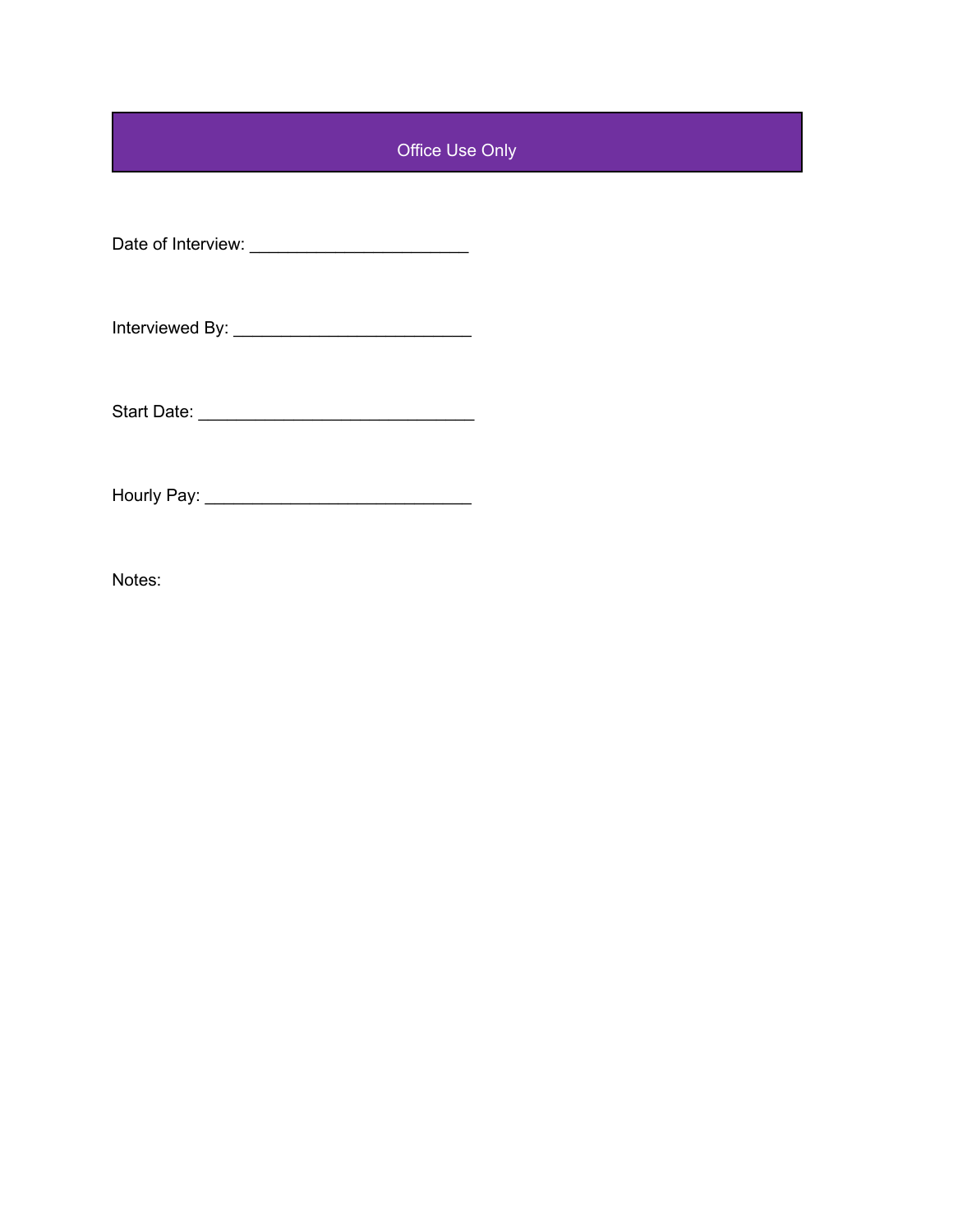## Office Use Only

Date of Interview: _______________________

Interviewed By: _________________________

Start Date: _____________________________

Hourly Pay: ____________________________

Notes: